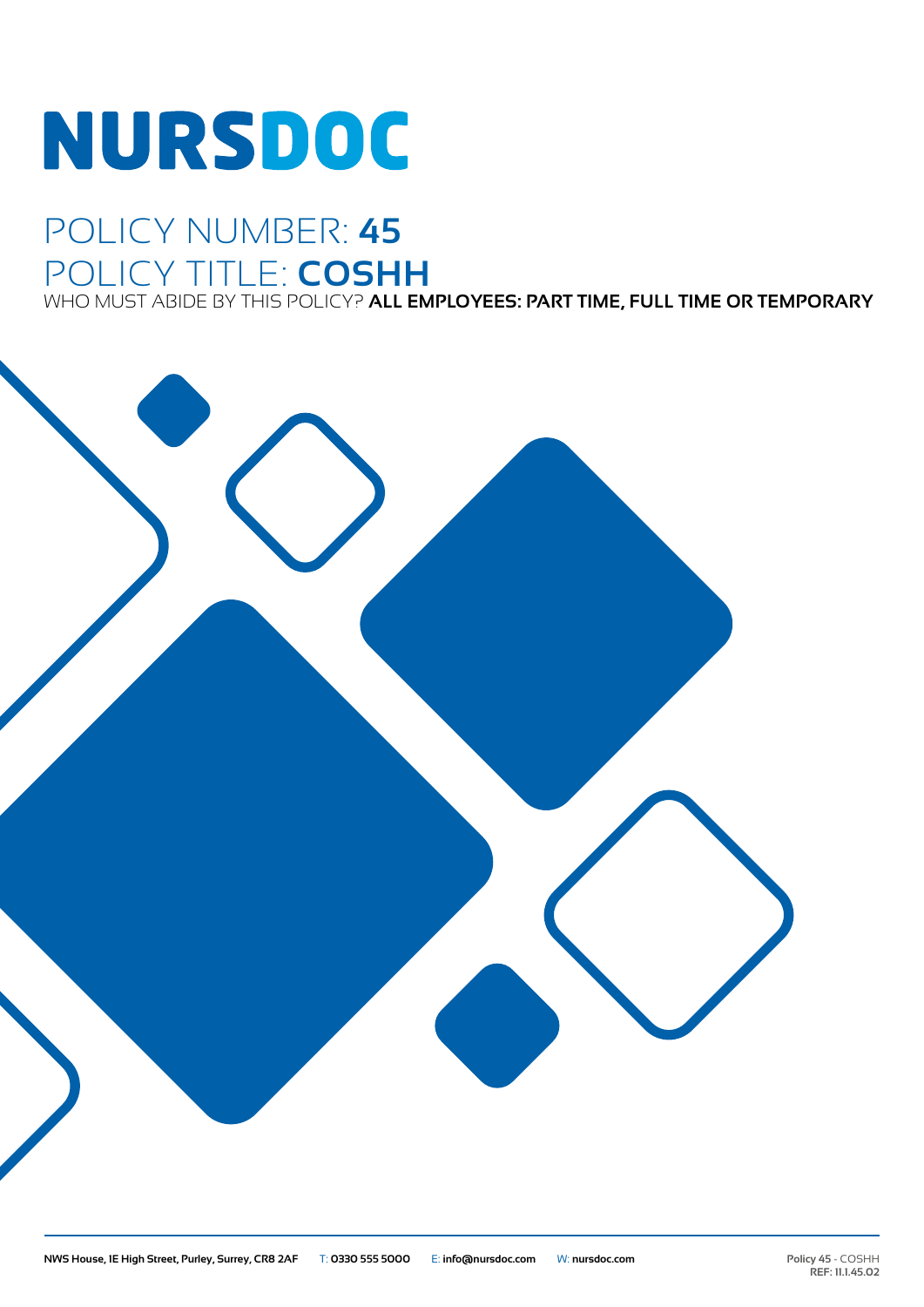# NURSDOC

## POLICY NUMBER: **45**

## POLICY TITLE: **COSHH**

WHO MUST ABIDE BY THIS POLICY? **ALL EMPLOYEES: PART TIME, FULL TIME OR TEMPORARY**

**NWS House, 1E High Street, Purley, Surrey, CR8 2AF** T: **0330 555 5000** E: **info@nursdoc.com** W: **nursdoc.com**

**Policy 45** - COSHH
**REF: 11.1.45.02**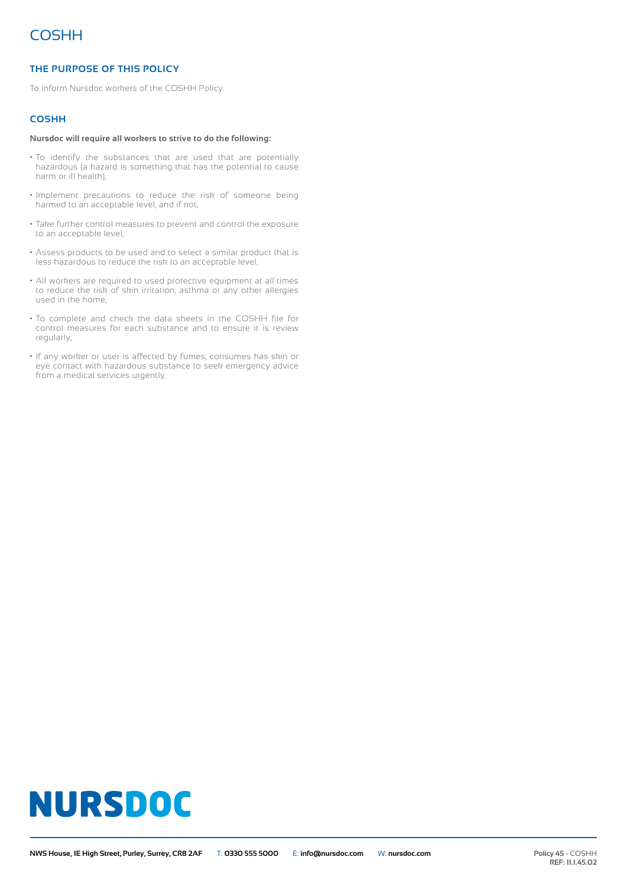# COSHH

## THE PURPOSE OF THIS POLICY

To inform Nursdoc workers of the COSHH Policy.

## COSHH

**Nursdoc will require all workers to strive to do the following:**

- To identify the substances that are used that are potentially hazardous (a hazard is something that has the potential to cause harm or ill health),
- Implement precautions to reduce the risk of someone being harmed to an acceptable level, and if not,
- Take further control measures to prevent and control the exposure to an acceptable level,
- Assess products to be used and to select a similar product that is less hazardous to reduce the risk to an acceptable level,
- All workers are required to used protective equipment at all times to reduce the risk of skin irritation, asthma or any other allergies used in the home,
- To complete and check the data sheets in the COSHH file for control measures for each substance and to ensure it is review regularly,
- If any worker or user is affected by fumes, consumes has skin or eye contact with hazardous substance to seek emergency advice from a medical services urgently.

NURSDOC

NWS House, 1E High Street, Purley, Surrey, CR8 2AF T: 0330 555 5000 E: info@nursdoc.com W: nursdoc.com

Policy 45 - COSHH
REF: 11.1.45.02